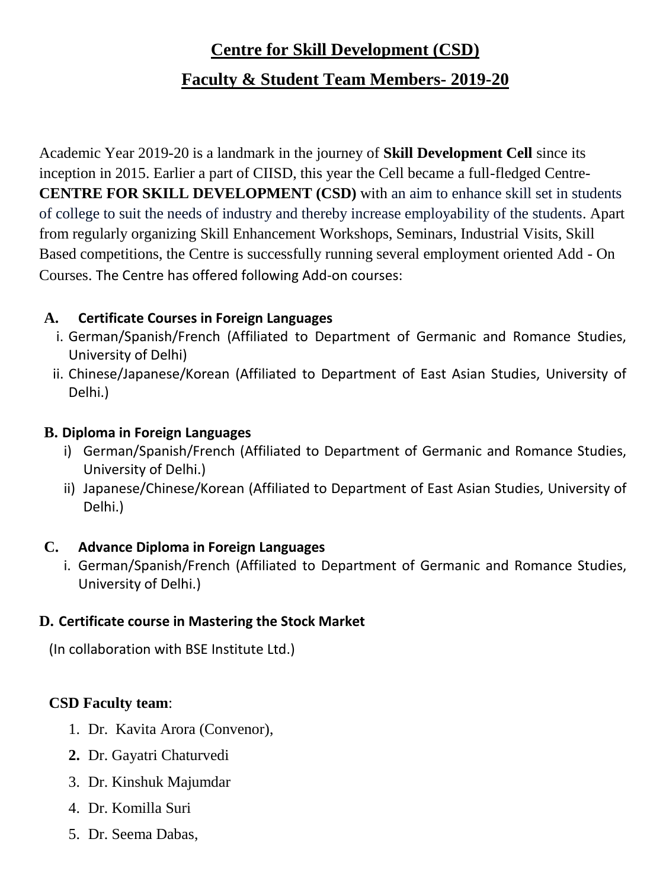# Centre for Skill Development (CSD)

## Faculty & Student Team Members- 2019-20

Academic Year 2019-20 is a landmark in the journey of **Skill Development Cell** since its inception in 2015. Earlier a part of CIISD, this year the Cell became a full-fledged Centre- **CENTRE FOR SKILL DEVELOPMENT (CSD)** with an aim to enhance skill set in students of college to suit the needs of industry and thereby increase employability of the students. Apart from regularly organizing Skill Enhancement Workshops, Seminars, Industrial Visits, Skill Based competitions, the Centre is successfully running several employment oriented Add - On Courses. The Centre has offered following Add-on courses:

**A. Certificate Courses in Foreign Languages**

i. German/Spanish/French (Affiliated to Department of Germanic and Romance Studies, University of Delhi)

ii. Chinese/Japanese/Korean (Affiliated to Department of East Asian Studies, University of Delhi.)

**B. Diploma in Foreign Languages**

i) German/Spanish/French (Affiliated to Department of Germanic and Romance Studies, University of Delhi.)

ii) Japanese/Chinese/Korean (Affiliated to Department of East Asian Studies, University of Delhi.)

**C. Advance Diploma in Foreign Languages**

i. German/Spanish/French (Affiliated to Department of Germanic and Romance Studies, University of Delhi.)

**D. Certificate course in Mastering the Stock Market**

(In collaboration with BSE Institute Ltd.)

**CSD Faculty team**:

1. Dr. Kavita Arora (Convenor),
2. Dr. Gayatri Chaturvedi
3. Dr. Kinshuk Majumdar
4. Dr. Komilla Suri
5. Dr. Seema Dabas,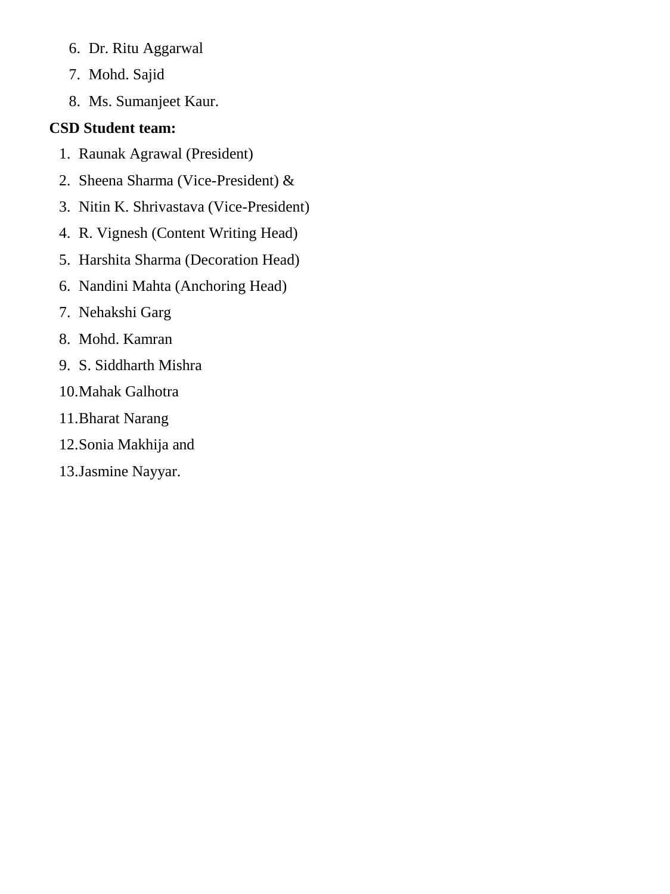6. Dr. Ritu Aggarwal
7. Mohd. Sajid
8. Ms. Sumanjeet Kaur.

**CSD Student team:**

1. Raunak Agrawal (President)
2. Sheena Sharma (Vice-President) &
3. Nitin K. Shrivastava (Vice-President)
4. R. Vignesh (Content Writing Head)
5. Harshita Sharma (Decoration Head)
6. Nandini Mahta (Anchoring Head)
7. Nehakshi Garg
8. Mohd. Kamran
9. S. Siddharth Mishra
10. Mahak Galhotra
11. Bharat Narang
12. Sonia Makhija and
13. Jasmine Nayyar.